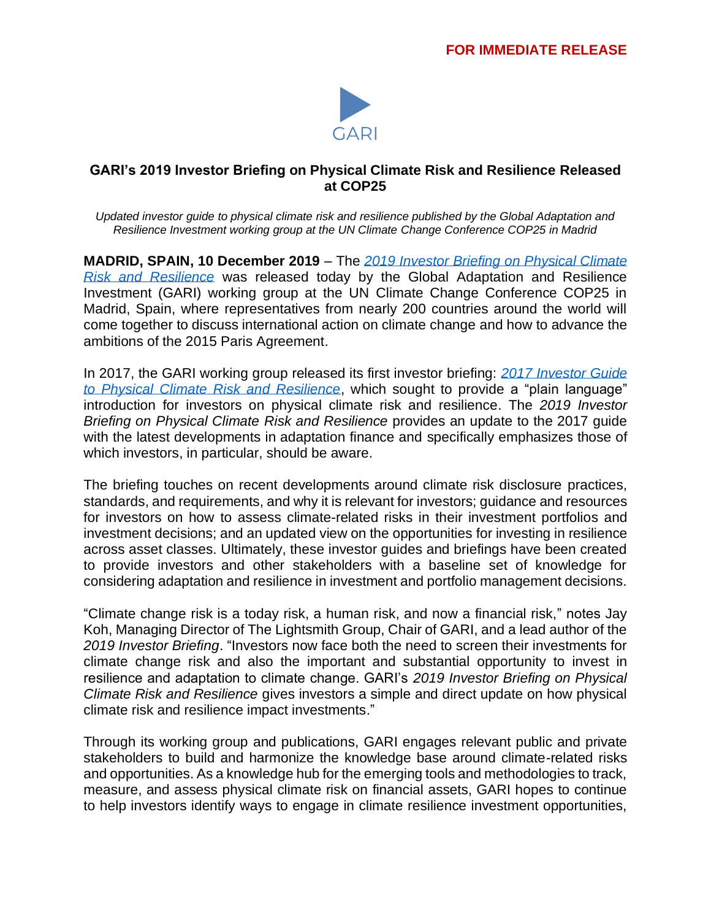**FOR IMMEDIATE RELEASE**

GARI

## GARI's 2019 Investor Briefing on Physical Climate Risk and Resilience Released at COP25

*Updated investor guide to physical climate risk and resilience published by the Global Adaptation and Resilience Investment working group at the UN Climate Change Conference COP25 in Madrid*

**MADRID, SPAIN, 10 December 2019** – The *2019 Investor Briefing on Physical Climate Risk and Resilience* was released today by the Global Adaptation and Resilience Investment (GARI) working group at the UN Climate Change Conference COP25 in Madrid, Spain, where representatives from nearly 200 countries around the world will come together to discuss international action on climate change and how to advance the ambitions of the 2015 Paris Agreement.

In 2017, the GARI working group released its first investor briefing: *2017 Investor Guide to Physical Climate Risk and Resilience*, which sought to provide a "plain language" introduction for investors on physical climate risk and resilience. The *2019 Investor Briefing on Physical Climate Risk and Resilience* provides an update to the 2017 guide with the latest developments in adaptation finance and specifically emphasizes those of which investors, in particular, should be aware.

The briefing touches on recent developments around climate risk disclosure practices, standards, and requirements, and why it is relevant for investors; guidance and resources for investors on how to assess climate-related risks in their investment portfolios and investment decisions; and an updated view on the opportunities for investing in resilience across asset classes. Ultimately, these investor guides and briefings have been created to provide investors and other stakeholders with a baseline set of knowledge for considering adaptation and resilience in investment and portfolio management decisions.

"Climate change risk is a today risk, a human risk, and now a financial risk," notes Jay Koh, Managing Director of The Lightsmith Group, Chair of GARI, and a lead author of the *2019 Investor Briefing*. "Investors now face both the need to screen their investments for climate change risk and also the important and substantial opportunity to invest in resilience and adaptation to climate change. GARI's *2019 Investor Briefing on Physical Climate Risk and Resilience* gives investors a simple and direct update on how physical climate risk and resilience impact investments."

Through its working group and publications, GARI engages relevant public and private stakeholders to build and harmonize the knowledge base around climate-related risks and opportunities. As a knowledge hub for the emerging tools and methodologies to track, measure, and assess physical climate risk on financial assets, GARI hopes to continue to help investors identify ways to engage in climate resilience investment opportunities,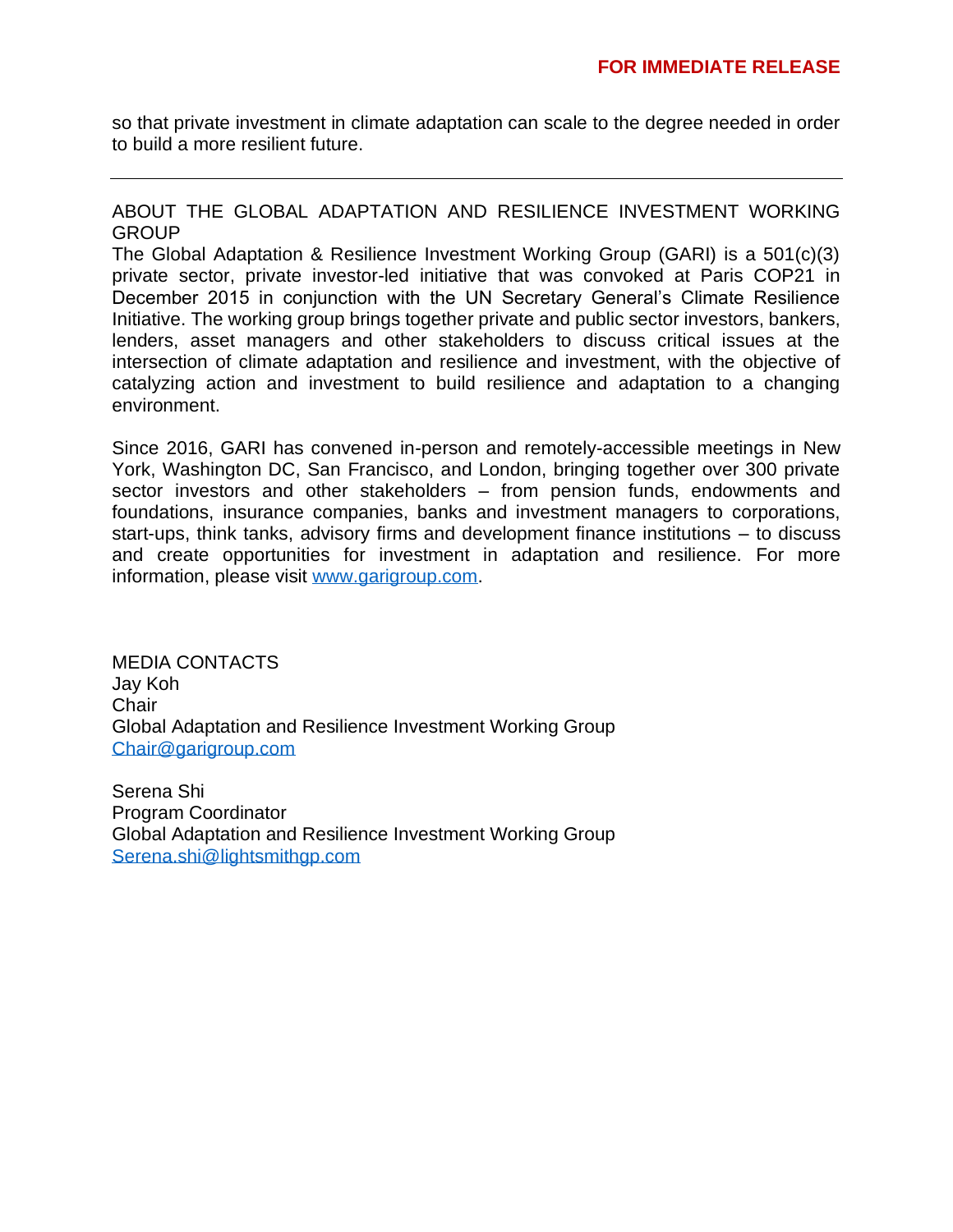**FOR IMMEDIATE RELEASE**

so that private investment in climate adaptation can scale to the degree needed in order to build a more resilient future.

---

ABOUT THE GLOBAL ADAPTATION AND RESILIENCE INVESTMENT WORKING GROUP

The Global Adaptation & Resilience Investment Working Group (GARI) is a 501(c)(3) private sector, private investor-led initiative that was convoked at Paris COP21 in December 2015 in conjunction with the UN Secretary General's Climate Resilience Initiative. The working group brings together private and public sector investors, bankers, lenders, asset managers and other stakeholders to discuss critical issues at the intersection of climate adaptation and resilience and investment, with the objective of catalyzing action and investment to build resilience and adaptation to a changing environment.

Since 2016, GARI has convened in-person and remotely-accessible meetings in New York, Washington DC, San Francisco, and London, bringing together over 300 private sector investors and other stakeholders – from pension funds, endowments and foundations, insurance companies, banks and investment managers to corporations, start-ups, think tanks, advisory firms and development finance institutions – to discuss and create opportunities for investment in adaptation and resilience. For more information, please visit [www.garigroup.com](http://www.garigroup.com).

MEDIA CONTACTS

Jay Koh
Chair
Global Adaptation and Resilience Investment Working Group
[Chair@garigroup.com](mailto:Chair@garigroup.com)

Serena Shi
Program Coordinator
Global Adaptation and Resilience Investment Working Group
[Serena.shi@lightsmithgp.com](mailto:Serena.shi@lightsmithgp.com)